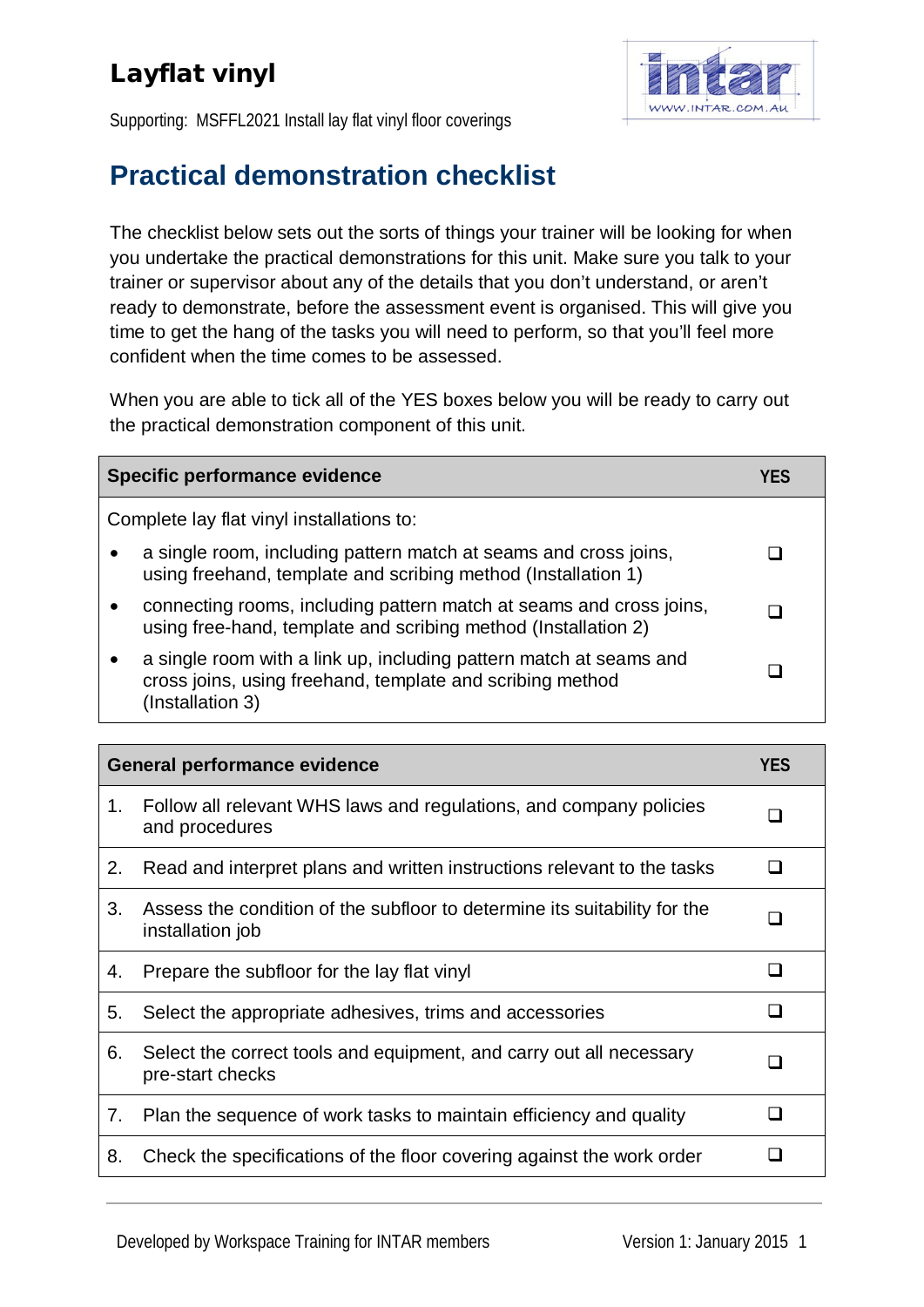# Layflat vinyl

Supporting: MSFFL2021 Install lay flat vinyl floor coverings

## Practical demonstration checklist

The checklist below sets out the sorts of things your trainer will be looking for when you undertake the practical demonstrations for this unit. Make sure you talk to your trainer or supervisor about any of the details that you don't understand, or aren't ready to demonstrate, before the assessment event is organised. This will give you time to get the hang of the tasks you will need to perform, so that you'll feel more confident when the time comes to be assessed.

When you are able to tick all of the YES boxes below you will be ready to carry out the practical demonstration component of this unit.

| Specific performance evidence | YES |
|---|---|
| Complete lay flat vinyl installations to: | |
| • a single room, including pattern match at seams and cross joins, using freehand, template and scribing method (Installation 1) | ❑ |
| • connecting rooms, including pattern match at seams and cross joins, using free-hand, template and scribing method (Installation 2) | ❑ |
| • a single room with a link up, including pattern match at seams and cross joins, using freehand, template and scribing method (Installation 3) | ❑ |

| General performance evidence | YES |
|---|---|
| 1. Follow all relevant WHS laws and regulations, and company policies and procedures | ❑ |
| 2. Read and interpret plans and written instructions relevant to the tasks | ❑ |
| 3. Assess the condition of the subfloor to determine its suitability for the installation job | ❑ |
| 4. Prepare the subfloor for the lay flat vinyl | ❑ |
| 5. Select the appropriate adhesives, trims and accessories | ❑ |
| 6. Select the correct tools and equipment, and carry out all necessary pre-start checks | ❑ |
| 7. Plan the sequence of work tasks to maintain efficiency and quality | ❑ |
| 8. Check the specifications of the floor covering against the work order | ❑ |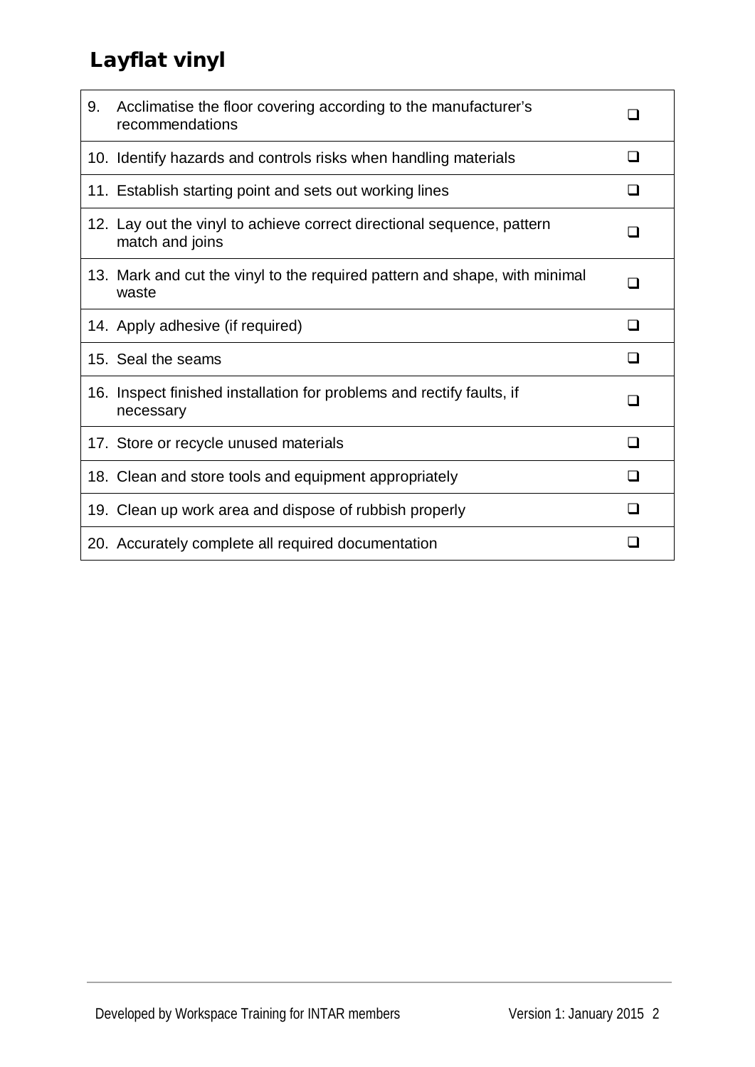## Layflat vinyl

| | | |
|---|---|---|
| 9. | Acclimatise the floor covering according to the manufacturer's recommendations | ❑ |
| 10. | Identify hazards and controls risks when handling materials | ❑ |
| 11. | Establish starting point and sets out working lines | ❑ |
| 12. | Lay out the vinyl to achieve correct directional sequence, pattern match and joins | ❑ |
| 13. | Mark and cut the vinyl to the required pattern and shape, with minimal waste | ❑ |
| 14. | Apply adhesive (if required) | ❑ |
| 15. | Seal the seams | ❑ |
| 16. | Inspect finished installation for problems and rectify faults, if necessary | ❑ |
| 17. | Store or recycle unused materials | ❑ |
| 18. | Clean and store tools and equipment appropriately | ❑ |
| 19. | Clean up work area and dispose of rubbish properly | ❑ |
| 20. | Accurately complete all required documentation | ❑ |